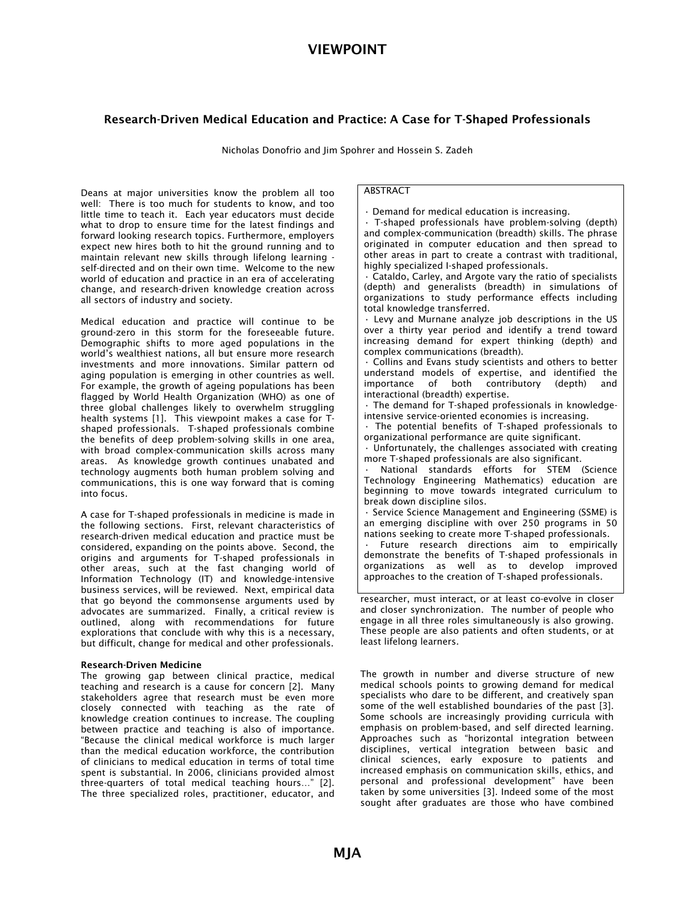VIEWPOINT

# Research-Driven Medical Education and Practice: A Case for T-Shaped Professionals

Nicholas Donofrio and Jim Spohrer and Hossein S. Zadeh

ABSTRACT

- Demand for medical education is increasing.
- T-shaped professionals have problem-solving (depth) and complex-communication (breadth) skills. The phrase originated in computer education and then spread to other areas in part to create a contrast with traditional, highly specialized I-shaped professionals.
- Cataldo, Carley, and Argote vary the ratio of specialists (depth) and generalists (breadth) in simulations of organizations to study performance effects including total knowledge transferred.
- Levy and Murnane analyze job descriptions in the US over a thirty year period and identify a trend toward increasing demand for expert thinking (depth) and complex communications (breadth).
- Collins and Evans study scientists and others to better understand models of expertise, and identified the importance of both contributory (depth) and interactional (breadth) expertise.
- The demand for T-shaped professionals in knowledge-intensive service-oriented economies is increasing.
- The potential benefits of T-shaped professionals to organizational performance are quite significant.
- Unfortunately, the challenges associated with creating more T-shaped professionals are also significant.
- National standards efforts for STEM (Science Technology Engineering Mathematics) education are beginning to move towards integrated curriculum to break down discipline silos.
- Service Science Management and Engineering (SSME) is an emerging discipline with over 250 programs in 50 nations seeking to create more T-shaped professionals.
- Future research directions aim to empirically demonstrate the benefits of T-shaped professionals in organizations as well as to develop improved approaches to the creation of T-shaped professionals.

Deans at major universities know the problem all too well: There is too much for students to know, and too little time to teach it. Each year educators must decide what to drop to ensure time for the latest findings and forward looking research topics. Furthermore, employers expect new hires both to hit the ground running and to maintain relevant new skills through lifelong learning - self-directed and on their own time. Welcome to the new world of education and practice in an era of accelerating change, and research-driven knowledge creation across all sectors of industry and society.

Medical education and practice will continue to be ground-zero in this storm for the foreseeable future. Demographic shifts to more aged populations in the world's wealthiest nations, all but ensure more research investments and more innovations. Similar pattern od aging population is emerging in other countries as well. For example, the growth of ageing populations has been flagged by World Health Organization (WHO) as one of three global challenges likely to overwhelm struggling health systems [1]. This viewpoint makes a case for T-shaped professionals. T-shaped professionals combine the benefits of deep problem-solving skills in one area, with broad complex-communication skills across many areas. As knowledge growth continues unabated and technology augments both human problem solving and communications, this is one way forward that is coming into focus.

A case for T-shaped professionals in medicine is made in the following sections. First, relevant characteristics of research-driven medical education and practice must be considered, expanding on the points above. Second, the origins and arguments for T-shaped professionals in other areas, such at the fast changing world of Information Technology (IT) and knowledge-intensive business services, will be reviewed. Next, empirical data that go beyond the commonsense arguments used by advocates are summarized. Finally, a critical review is outlined, along with recommendations for future explorations that conclude with why this is a necessary, but difficult, change for medical and other professionals.

## Research-Driven Medicine

The growing gap between clinical practice, medical teaching and research is a cause for concern [2]. Many stakeholders agree that research must be even more closely connected with teaching as the rate of knowledge creation continues to increase. The coupling between practice and teaching is also of importance. "Because the clinical medical workforce is much larger than the medical education workforce, the contribution of clinicians to medical education in terms of total time spent is substantial. In 2006, clinicians provided almost three-quarters of total medical teaching hours…" [2]. The three specialized roles, practitioner, educator, and researcher, must interact, or at least co-evolve in closer and closer synchronization. The number of people who engage in all three roles simultaneously is also growing. These people are also patients and often students, or at least lifelong learners.

The growth in number and diverse structure of new medical schools points to growing demand for medical specialists who dare to be different, and creatively span some of the well established boundaries of the past [3]. Some schools are increasingly providing curricula with emphasis on problem-based, and self directed learning. Approaches such as "horizontal integration between disciplines, vertical integration between basic and clinical sciences, early exposure to patients and increased emphasis on communication skills, ethics, and personal and professional development" have been taken by some universities [3]. Indeed some of the most sought after graduates are those who have combined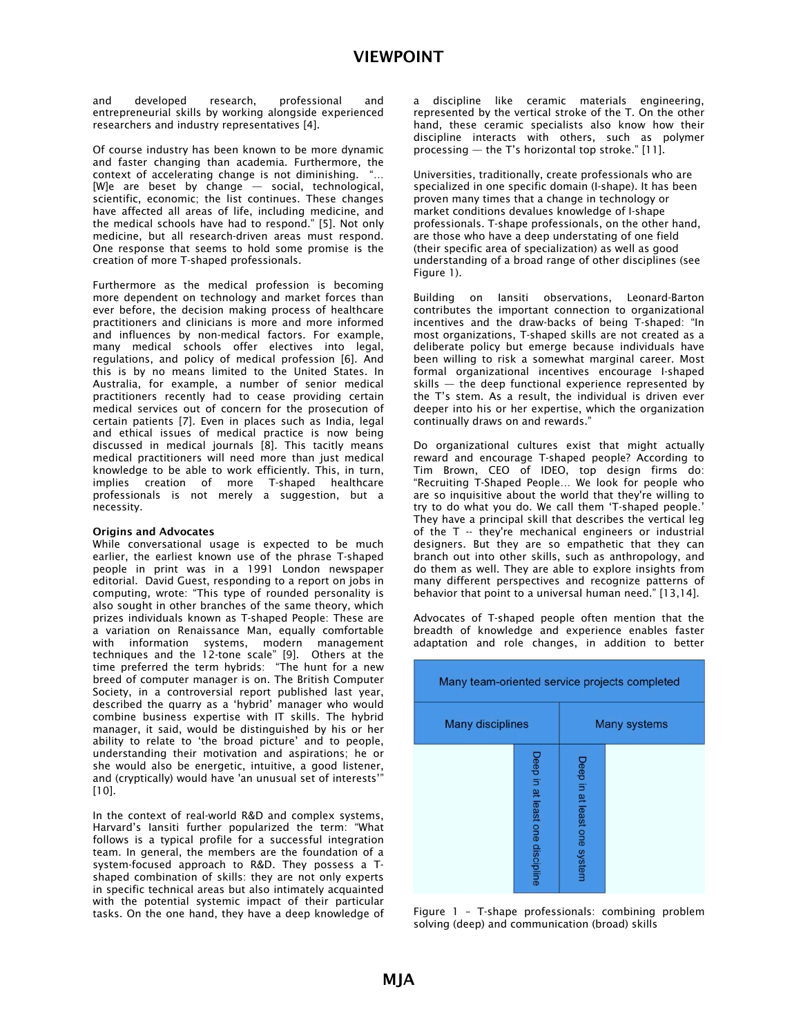and developed research, professional and entrepreneurial skills by working alongside experienced researchers and industry representatives [4].

Of course industry has been known to be more dynamic and faster changing than academia. Furthermore, the context of accelerating change is not diminishing. "…[W]e are beset by change — social, technological, scientific, economic; the list continues. These changes have affected all areas of life, including medicine, and the medical schools have had to respond." [5]. Not only medicine, but all research-driven areas must respond. One response that seems to hold some promise is the creation of more T-shaped professionals.

Furthermore as the medical profession is becoming more dependent on technology and market forces than ever before, the decision making process of healthcare practitioners and clinicians is more and more informed and influences by non-medical factors. For example, many medical schools offer electives into legal, regulations, and policy of medical profession [6]. And this is by no means limited to the United States. In Australia, for example, a number of senior medical practitioners recently had to cease providing certain medical services out of concern for the prosecution of certain patients [7]. Even in places such as India, legal and ethical issues of medical practice is now being discussed in medical journals [8]. This tacitly means medical practitioners will need more than just medical knowledge to be able to work efficiently. This, in turn, implies creation of more T-shaped healthcare professionals is not merely a suggestion, but a necessity.

**Origins and Advocates**

While conversational usage is expected to be much earlier, the earliest known use of the phrase T-shaped people in print was in a 1991 London newspaper editorial. David Guest, responding to a report on jobs in computing, wrote: "This type of rounded personality is also sought in other branches of the same theory, which prizes individuals known as T-shaped People: These are a variation on Renaissance Man, equally comfortable with information systems, modern management techniques and the 12-tone scale" [9]. Others at the time preferred the term hybrids: "The hunt for a new breed of computer manager is on. The British Computer Society, in a controversial report published last year, described the quarry as a 'hybrid' manager who would combine business expertise with IT skills. The hybrid manager, it said, would be distinguished by his or her ability to relate to 'the broad picture' and to people, understanding their motivation and aspirations; he or she would also be energetic, intuitive, a good listener, and (cryptically) would have 'an unusual set of interests'" [10].

In the context of real-world R&D and complex systems, Harvard's Iansiti further popularized the term: "What follows is a typical profile for a successful integration team. In general, the members are the foundation of a system-focused approach to R&D. They possess a T-shaped combination of skills: they are not only experts in specific technical areas but also intimately acquainted with the potential systemic impact of their particular tasks. On the one hand, they have a deep knowledge of a discipline like ceramic materials engineering, represented by the vertical stroke of the T. On the other hand, these ceramic specialists also know how their discipline interacts with others, such as polymer processing — the T's horizontal top stroke." [11].

Universities, traditionally, create professionals who are specialized in one specific domain (I-shape). It has been proven many times that a change in technology or market conditions devalues knowledge of I-shape professionals. T-shape professionals, on the other hand, are those who have a deep understating of one field (their specific area of specialization) as well as good understanding of a broad range of other disciplines (see Figure 1).

Building on Iansiti observations, Leonard-Barton contributes the important connection to organizational incentives and the draw-backs of being T-shaped: "In most organizations, T-shaped skills are not created as a deliberate policy but emerge because individuals have been willing to risk a somewhat marginal career. Most formal organizational incentives encourage I-shaped skills — the deep functional experience represented by the T's stem. As a result, the individual is driven ever deeper into his or her expertise, which the organization continually draws on and rewards."

Do organizational cultures exist that might actually reward and encourage T-shaped people? According to Tim Brown, CEO of IDEO, top design firms do: "Recruiting T-Shaped People… We look for people who are so inquisitive about the world that they're willing to try to do what you do. We call them 'T-shaped people.' They have a principal skill that describes the vertical leg of the T -- they're mechanical engineers or industrial designers. But they are so empathetic that they can branch out into other skills, such as anthropology, and do them as well. They are able to explore insights from many different perspectives and recognize patterns of behavior that point to a universal human need." [13,14].

Advocates of T-shaped people often mention that the breadth of knowledge and experience enables faster adaptation and role changes, in addition to better

| Many team-oriented service projects completed | |
|---|---|
| Many disciplines | Many systems |
| Deep in at least one discipline | Deep in at least one system |

Figure 1 – T-shape professionals: combining problem solving (deep) and communication (broad) skills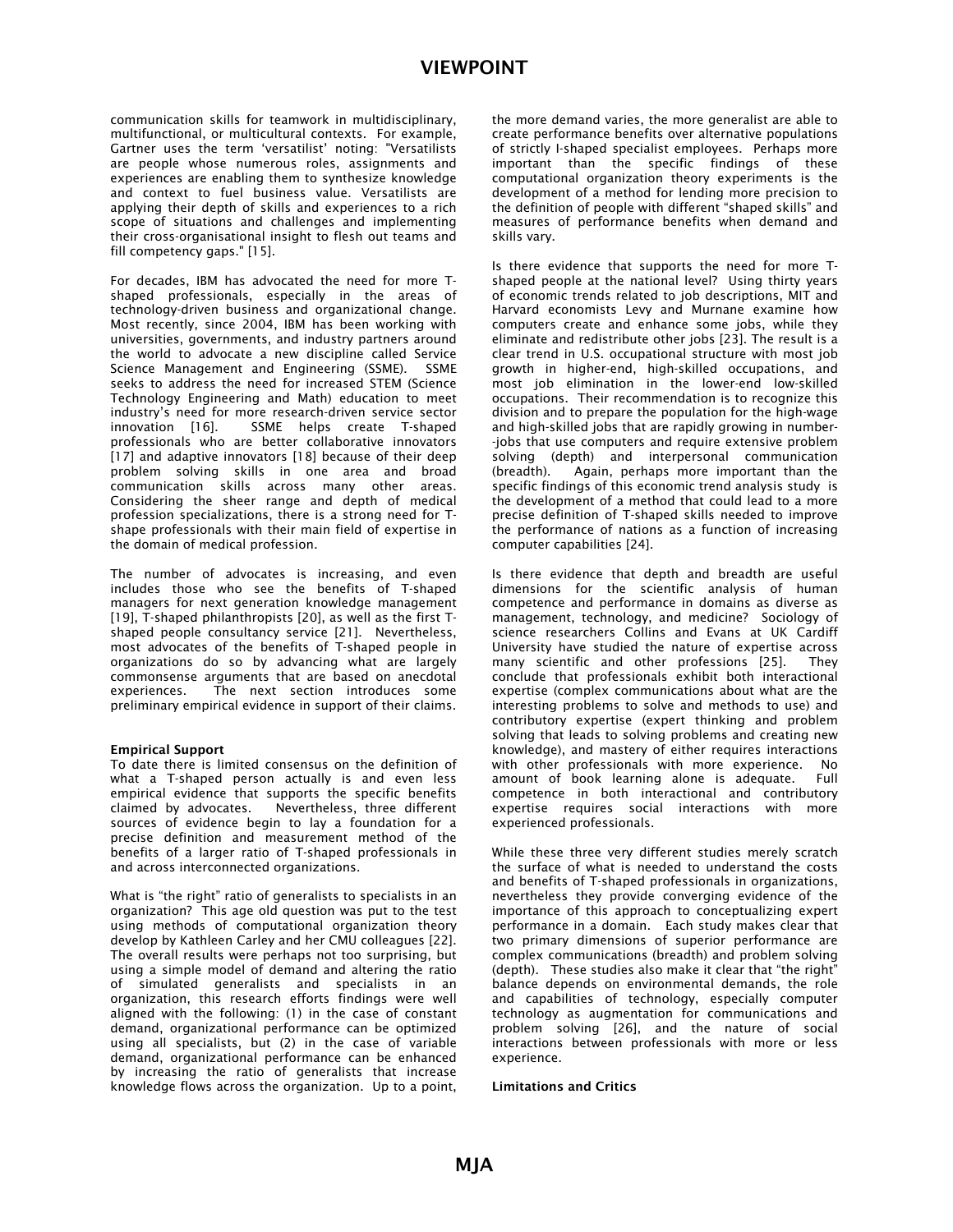communication skills for teamwork in multidisciplinary, multifunctional, or multicultural contexts. For example, Gartner uses the term 'versatilist' noting: "Versatilists are people whose numerous roles, assignments and experiences are enabling them to synthesize knowledge and context to fuel business value. Versatilists are applying their depth of skills and experiences to a rich scope of situations and challenges and implementing their cross-organisational insight to flesh out teams and fill competency gaps." [15].

For decades, IBM has advocated the need for more T-shaped professionals, especially in the areas of technology-driven business and organizational change. Most recently, since 2004, IBM has been working with universities, governments, and industry partners around the world to advocate a new discipline called Service Science Management and Engineering (SSME). SSME seeks to address the need for increased STEM (Science Technology Engineering and Math) education to meet industry's need for more research-driven service sector innovation [16]. SSME helps create T-shaped professionals who are better collaborative innovators [17] and adaptive innovators [18] because of their deep problem solving skills in one area and broad communication skills across many other areas. Considering the sheer range and depth of medical profession specializations, there is a strong need for T-shape professionals with their main field of expertise in the domain of medical profession.

The number of advocates is increasing, and even includes those who see the benefits of T-shaped managers for next generation knowledge management [19], T-shaped philanthropists [20], as well as the first T-shaped people consultancy service [21]. Nevertheless, most advocates of the benefits of T-shaped people in organizations do so by advancing what are largely commonsense arguments that are based on anecdotal experiences. The next section introduces some preliminary empirical evidence in support of their claims.

**Empirical Support**

To date there is limited consensus on the definition of what a T-shaped person actually is and even less empirical evidence that supports the specific benefits claimed by advocates. Nevertheless, three different sources of evidence begin to lay a foundation for a precise definition and measurement method of the benefits of a larger ratio of T-shaped professionals in and across interconnected organizations.

What is "the right" ratio of generalists to specialists in an organization? This age old question was put to the test using methods of computational organization theory develop by Kathleen Carley and her CMU colleagues [22]. The overall results were perhaps not too surprising, but using a simple model of demand and altering the ratio of simulated generalists and specialists in an organization, this research efforts findings were well aligned with the following: (1) in the case of constant demand, organizational performance can be optimized using all specialists, but (2) in the case of variable demand, organizational performance can be enhanced by increasing the ratio of generalists that increase knowledge flows across the organization. Up to a point, the more demand varies, the more generalist are able to create performance benefits over alternative populations of strictly I-shaped specialist employees. Perhaps more important than the specific findings of these computational organization theory experiments is the development of a method for lending more precision to the definition of people with different "shaped skills" and measures of performance benefits when demand and skills vary.

Is there evidence that supports the need for more T-shaped people at the national level? Using thirty years of economic trends related to job descriptions, MIT and Harvard economists Levy and Murnane examine how computers create and enhance some jobs, while they eliminate and redistribute other jobs [23]. The result is a clear trend in U.S. occupational structure with most job growth in higher-end, high-skilled occupations, and most job elimination in the lower-end low-skilled occupations. Their recommendation is to recognize this division and to prepare the population for the high-wage and high-skilled jobs that are rapidly growing in number--jobs that use computers and require extensive problem solving (depth) and interpersonal communication (breadth). Again, perhaps more important than the specific findings of this economic trend analysis study is the development of a method that could lead to a more precise definition of T-shaped skills needed to improve the performance of nations as a function of increasing computer capabilities [24].

Is there evidence that depth and breadth are useful dimensions for the scientific analysis of human competence and performance in domains as diverse as management, technology, and medicine? Sociology of science researchers Collins and Evans at UK Cardiff University have studied the nature of expertise across many scientific and other professions [25]. They conclude that professionals exhibit both interactional expertise (complex communications about what are the interesting problems to solve and methods to use) and contributory expertise (expert thinking and problem solving that leads to solving problems and creating new knowledge), and mastery of either requires interactions with other professionals with more experience. No amount of book learning alone is adequate. Full competence in both interactional and contributory expertise requires social interactions with more experienced professionals.

While these three very different studies merely scratch the surface of what is needed to understand the costs and benefits of T-shaped professionals in organizations, nevertheless they provide converging evidence of the importance of this approach to conceptualizing expert performance in a domain. Each study makes clear that two primary dimensions of superior performance are complex communications (breadth) and problem solving (depth). These studies also make it clear that "the right" balance depends on environmental demands, the role and capabilities of technology, especially computer technology as augmentation for communications and problem solving [26], and the nature of social interactions between professionals with more or less experience.

**Limitations and Critics**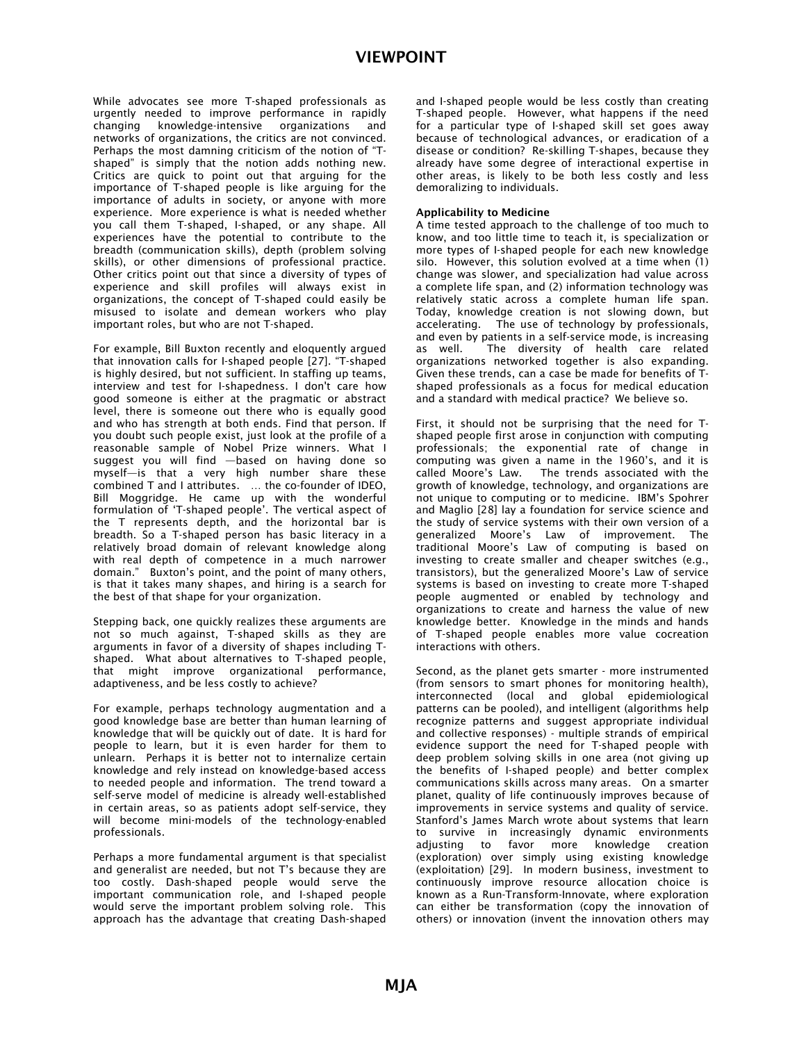While advocates see more T-shaped professionals as urgently needed to improve performance in rapidly changing knowledge-intensive organizations and networks of organizations, the critics are not convinced. Perhaps the most damning criticism of the notion of "T-shaped" is simply that the notion adds nothing new. Critics are quick to point out that arguing for the importance of T-shaped people is like arguing for the importance of adults in society, or anyone with more experience. More experience is what is needed whether you call them T-shaped, I-shaped, or any shape. All experiences have the potential to contribute to the breadth (communication skills), depth (problem solving skills), or other dimensions of professional practice. Other critics point out that since a diversity of types of experience and skill profiles will always exist in organizations, the concept of T-shaped could easily be misused to isolate and demean workers who play important roles, but who are not T-shaped.

For example, Bill Buxton recently and eloquently argued that innovation calls for I-shaped people [27]. "T-shaped is highly desired, but not sufficient. In staffing up teams, interview and test for I-shapedness. I don't care how good someone is either at the pragmatic or abstract level, there is someone out there who is equally good and who has strength at both ends. Find that person. If you doubt such people exist, just look at the profile of a reasonable sample of Nobel Prize winners. What I suggest you will find —based on having done so myself—is that a very high number share these combined T and I attributes. … the co-founder of IDEO, Bill Moggridge. He came up with the wonderful formulation of 'T-shaped people'. The vertical aspect of the T represents depth, and the horizontal bar is breadth. So a T-shaped person has basic literacy in a relatively broad domain of relevant knowledge along with real depth of competence in a much narrower domain." Buxton's point, and the point of many others, is that it takes many shapes, and hiring is a search for the best of that shape for your organization.

Stepping back, one quickly realizes these arguments are not so much against, T-shaped skills as they are arguments in favor of a diversity of shapes including T-shaped. What about alternatives to T-shaped people, that might improve organizational performance, adaptiveness, and be less costly to achieve?

For example, perhaps technology augmentation and a good knowledge base are better than human learning of knowledge that will be quickly out of date. It is hard for people to learn, but it is even harder for them to unlearn. Perhaps it is better not to internalize certain knowledge and rely instead on knowledge-based access to needed people and information. The trend toward a self-serve model of medicine is already well-established in certain areas, so as patients adopt self-service, they will become mini-models of the technology-enabled professionals.

Perhaps a more fundamental argument is that specialist and generalist are needed, but not T's because they are too costly. Dash-shaped people would serve the important communication role, and I-shaped people would serve the important problem solving role. This approach has the advantage that creating Dash-shaped and I-shaped people would be less costly than creating T-shaped people. However, what happens if the need for a particular type of I-shaped skill set goes away because of technological advances, or eradication of a disease or condition? Re-skilling T-shapes, because they already have some degree of interactional expertise in other areas, is likely to be both less costly and less demoralizing to individuals.

**Applicability to Medicine**

A time tested approach to the challenge of too much to know, and too little time to teach it, is specialization or more types of I-shaped people for each new knowledge silo. However, this solution evolved at a time when (1) change was slower, and specialization had value across a complete life span, and (2) information technology was relatively static across a complete human life span. Today, knowledge creation is not slowing down, but accelerating. The use of technology by professionals, and even by patients in a self-service mode, is increasing as well. The diversity of health care related organizations networked together is also expanding. Given these trends, can a case be made for benefits of T-shaped professionals as a focus for medical education and a standard with medical practice? We believe so.

First, it should not be surprising that the need for T-shaped people first arose in conjunction with computing professionals; the exponential rate of change in computing was given a name in the 1960's, and it is called Moore's Law. The trends associated with the growth of knowledge, technology, and organizations are not unique to computing or to medicine. IBM's Spohrer and Maglio [28] lay a foundation for service science and the study of service systems with their own version of a generalized Moore's Law of improvement. The traditional Moore's Law of computing is based on investing to create smaller and cheaper switches (e.g., transistors), but the generalized Moore's Law of service systems is based on investing to create more T-shaped people augmented or enabled by technology and organizations to create and harness the value of new knowledge better. Knowledge in the minds and hands of T-shaped people enables more value cocreation interactions with others.

Second, as the planet gets smarter - more instrumented (from sensors to smart phones for monitoring health), interconnected (local and global epidemiological patterns can be pooled), and intelligent (algorithms help recognize patterns and suggest appropriate individual and collective responses) - multiple strands of empirical evidence support the need for T-shaped people with deep problem solving skills in one area (not giving up the benefits of I-shaped people) and better complex communications skills across many areas. On a smarter planet, quality of life continuously improves because of improvements in service systems and quality of service. Stanford's James March wrote about systems that learn to survive in increasingly dynamic environments adjusting to favor more knowledge creation (exploration) over simply using existing knowledge (exploitation) [29]. In modern business, investment to continuously improve resource allocation choice is known as a Run-Transform-Innovate, where exploration can either be transformation (copy the innovation of others) or innovation (invent the innovation others may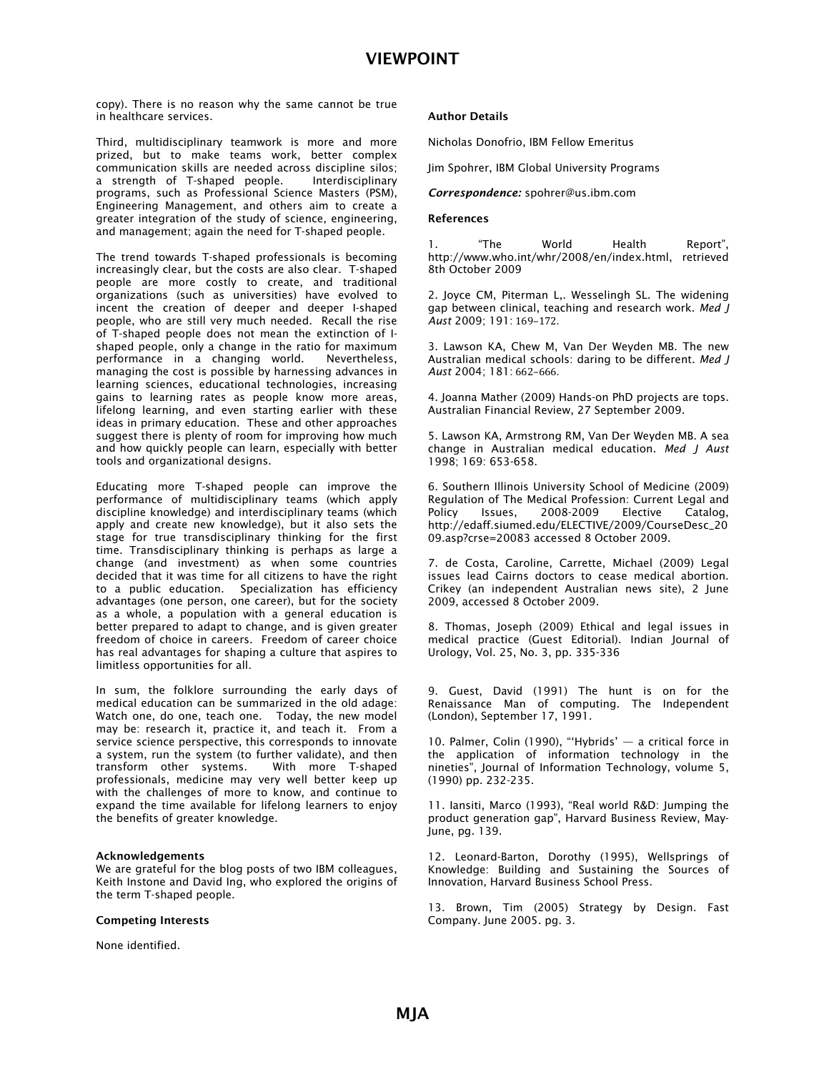copy). There is no reason why the same cannot be true in healthcare services.

Third, multidisciplinary teamwork is more and more prized, but to make teams work, better complex communication skills are needed across discipline silos; a strength of T-shaped people. Interdisciplinary programs, such as Professional Science Masters (PSM), Engineering Management, and others aim to create a greater integration of the study of science, engineering, and management; again the need for T-shaped people.

The trend towards T-shaped professionals is becoming increasingly clear, but the costs are also clear. T-shaped people are more costly to create, and traditional organizations (such as universities) have evolved to incent the creation of deeper and deeper I-shaped people, who are still very much needed. Recall the rise of T-shaped people does not mean the extinction of I-shaped people, only a change in the ratio for maximum performance in a changing world. Nevertheless, managing the cost is possible by harnessing advances in learning sciences, educational technologies, increasing gains to learning rates as people know more areas, lifelong learning, and even starting earlier with these ideas in primary education. These and other approaches suggest there is plenty of room for improving how much and how quickly people can learn, especially with better tools and organizational designs.

Educating more T-shaped people can improve the performance of multidisciplinary teams (which apply discipline knowledge) and interdisciplinary teams (which apply and create new knowledge), but it also sets the stage for true transdisciplinary thinking for the first time. Transdisciplinary thinking is perhaps as large a change (and investment) as when some countries decided that it was time for all citizens to have the right to a public education. Specialization has efficiency advantages (one person, one career), but for the society as a whole, a population with a general education is better prepared to adapt to change, and is given greater freedom of choice in careers. Freedom of career choice has real advantages for shaping a culture that aspires to limitless opportunities for all.

In sum, the folklore surrounding the early days of medical education can be summarized in the old adage: Watch one, do one, teach one. Today, the new model may be: research it, practice it, and teach it. From a service science perspective, this corresponds to innovate a system, run the system (to further validate), and then transform other systems. With more T-shaped professionals, medicine may very well better keep up with the challenges of more to know, and continue to expand the time available for lifelong learners to enjoy the benefits of greater knowledge.

#### Acknowledgements

We are grateful for the blog posts of two IBM colleagues, Keith Instone and David Ing, who explored the origins of the term T-shaped people.

#### Competing Interests

None identified.

#### Author Details

Nicholas Donofrio, IBM Fellow Emeritus

Jim Spohrer, IBM Global University Programs

***Correspondence:*** spohrer@us.ibm.com

#### References

1. "The World Health Report", http://www.who.int/whr/2008/en/index.html, retrieved 8th October 2009

2. Joyce CM, Piterman L,. Wesselingh SL. The widening gap between clinical, teaching and research work. *Med J Aust* 2009; 191: 169–172.

3. Lawson KA, Chew M, Van Der Weyden MB. The new Australian medical schools: daring to be different. *Med J Aust* 2004; 181: 662–666.

4. Joanna Mather (2009) Hands-on PhD projects are tops. Australian Financial Review, 27 September 2009.

5. Lawson KA, Armstrong RM, Van Der Weyden MB. A sea change in Australian medical education. *Med J Aust* 1998; 169: 653-658.

6. Southern Illinois University School of Medicine (2009) Regulation of The Medical Profession: Current Legal and Policy Issues, 2008-2009 Elective Catalog, http://edaff.siumed.edu/ELECTIVE/2009/CourseDesc_2009.asp?crse=20083 accessed 8 October 2009.

7. de Costa, Caroline, Carrette, Michael (2009) Legal issues lead Cairns doctors to cease medical abortion. Crikey (an independent Australian news site), 2 June 2009, accessed 8 October 2009.

8. Thomas, Joseph (2009) Ethical and legal issues in medical practice (Guest Editorial). Indian Journal of Urology, Vol. 25, No. 3, pp. 335-336

9. Guest, David (1991) The hunt is on for the Renaissance Man of computing. The Independent (London), September 17, 1991.

10. Palmer, Colin (1990), "'Hybrids' — a critical force in the application of information technology in the nineties", Journal of Information Technology, volume 5, (1990) pp. 232-235.

11. Iansiti, Marco (1993), "Real world R&D: Jumping the product generation gap", Harvard Business Review, May-June, pg. 139.

12. Leonard-Barton, Dorothy (1995), Wellsprings of Knowledge: Building and Sustaining the Sources of Innovation, Harvard Business School Press.

13. Brown, Tim (2005) Strategy by Design. Fast Company. June 2005. pg. 3.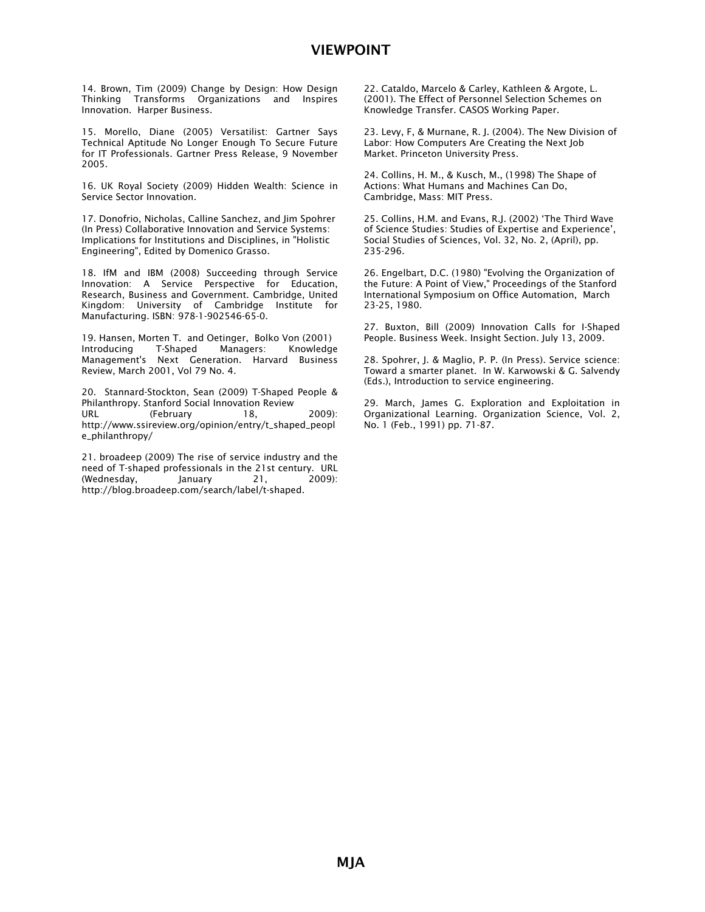14. Brown, Tim (2009) Change by Design: How Design Thinking Transforms Organizations and Inspires Innovation. Harper Business.

15. Morello, Diane (2005) Versatilist: Gartner Says Technical Aptitude No Longer Enough To Secure Future for IT Professionals. Gartner Press Release, 9 November 2005.

16. UK Royal Society (2009) Hidden Wealth: Science in Service Sector Innovation.

17. Donofrio, Nicholas, Calline Sanchez, and Jim Spohrer (In Press) Collaborative Innovation and Service Systems: Implications for Institutions and Disciplines, in "Holistic Engineering", Edited by Domenico Grasso.

18. IfM and IBM (2008) Succeeding through Service Innovation: A Service Perspective for Education, Research, Business and Government. Cambridge, United Kingdom: University of Cambridge Institute for Manufacturing. ISBN: 978-1-902546-65-0.

19. Hansen, Morten T. and Oetinger, Bolko Von (2001) Introducing T-Shaped Managers: Knowledge Management's Next Generation. Harvard Business Review, March 2001, Vol 79 No. 4.

20. Stannard-Stockton, Sean (2009) T-Shaped People & Philanthropy. Stanford Social Innovation Review URL (February 18, 2009): http://www.ssireview.org/opinion/entry/t_shaped_people_philanthropy/

21. broadeep (2009) The rise of service industry and the need of T-shaped professionals in the 21st century. URL (Wednesday, January 21, 2009): http://blog.broadeep.com/search/label/t-shaped.

22. Cataldo, Marcelo & Carley, Kathleen & Argote, L. (2001). The Effect of Personnel Selection Schemes on Knowledge Transfer. CASOS Working Paper.

23. Levy, F, & Murnane, R. J. (2004). The New Division of Labor: How Computers Are Creating the Next Job Market. Princeton University Press.

24. Collins, H. M., & Kusch, M., (1998) The Shape of Actions: What Humans and Machines Can Do, Cambridge, Mass: MIT Press.

25. Collins, H.M. and Evans, R.J. (2002) 'The Third Wave of Science Studies: Studies of Expertise and Experience', Social Studies of Sciences, Vol. 32, No. 2, (April), pp. 235-296.

26. Engelbart, D.C. (1980) "Evolving the Organization of the Future: A Point of View," Proceedings of the Stanford International Symposium on Office Automation, March 23-25, 1980.

27. Buxton, Bill (2009) Innovation Calls for I-Shaped People. Business Week. Insight Section. July 13, 2009.

28. Spohrer, J. & Maglio, P. P. (In Press). Service science: Toward a smarter planet. In W. Karwowski & G. Salvendy (Eds.), Introduction to service engineering.

29. March, James G. Exploration and Exploitation in Organizational Learning. Organization Science, Vol. 2, No. 1 (Feb., 1991) pp. 71-87.